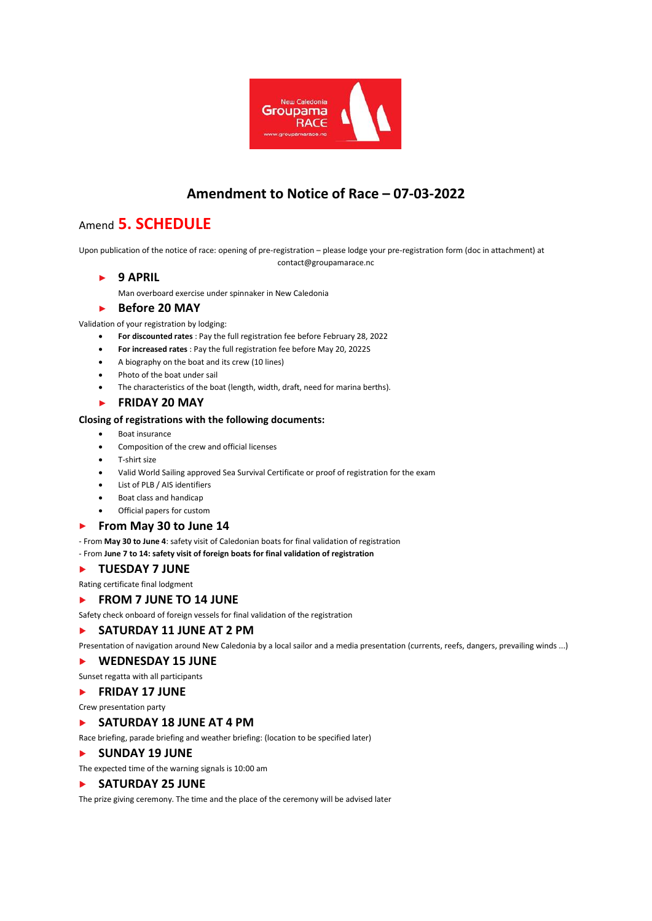New Caledonia Groupama RACE
www.groupamarace.nc

# Amendment to Notice of Race – 07-03-2022

## Amend 5. SCHEDULE

Upon publication of the notice of race: opening of pre-registration – please lodge your pre-registration form (doc in attachment) at contact@groupamarace.nc

### ► 9 APRIL

Man overboard exercise under spinnaker in New Caledonia

### ► Before 20 MAY

Validation of your registration by lodging:

- **For discounted rates** : Pay the full registration fee before February 28, 2022
- **For increased rates** : Pay the full registration fee before May 20, 2022S
- A biography on the boat and its crew (10 lines)
- Photo of the boat under sail
- The characteristics of the boat (length, width, draft, need for marina berths).

### ► FRIDAY 20 MAY

**Closing of registrations with the following documents:**

- Boat insurance
- Composition of the crew and official licenses
- T-shirt size
- Valid World Sailing approved Sea Survival Certificate or proof of registration for the exam
- List of PLB / AIS identifiers
- Boat class and handicap
- Official papers for custom

### ► From May 30 to June 14

- From **May 30 to June 4**: safety visit of Caledonian boats for final validation of registration
- From **June 7 to 14: safety visit of foreign boats for final validation of registration**

### ► TUESDAY 7 JUNE

Rating certificate final lodgment

### ► FROM 7 JUNE TO 14 JUNE

Safety check onboard of foreign vessels for final validation of the registration

### ► SATURDAY 11 JUNE AT 2 PM

Presentation of navigation around New Caledonia by a local sailor and a media presentation (currents, reefs, dangers, prevailing winds ...)

### ► WEDNESDAY 15 JUNE

Sunset regatta with all participants

### ► FRIDAY 17 JUNE

Crew presentation party

### ► SATURDAY 18 JUNE AT 4 PM

Race briefing, parade briefing and weather briefing: (location to be specified later)

### ► SUNDAY 19 JUNE

The expected time of the warning signals is 10:00 am

### ► SATURDAY 25 JUNE

The prize giving ceremony. The time and the place of the ceremony will be advised later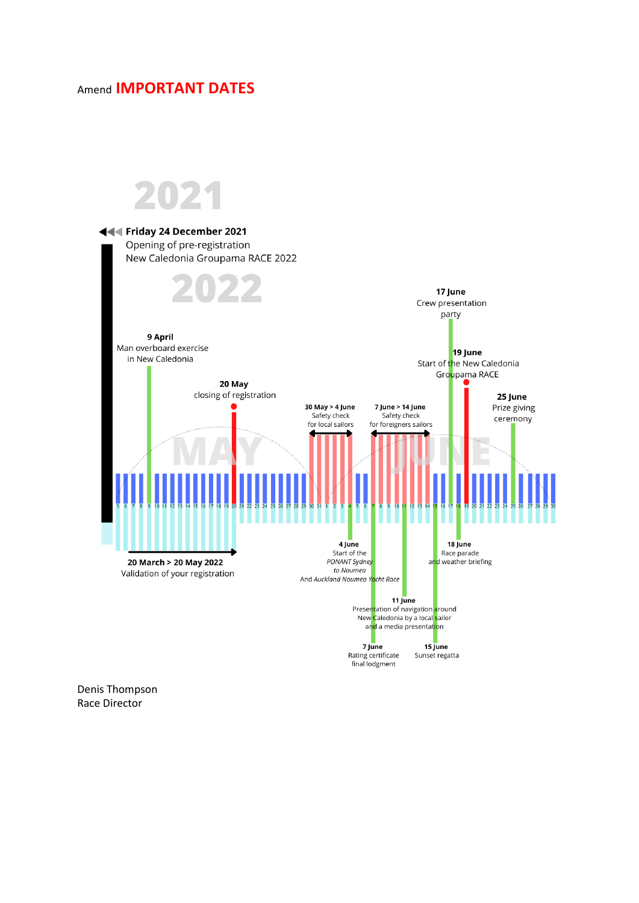Amend **IMPORTANT DATES**

2021

**Friday 24 December 2021**
Opening of pre-registration
New Caledonia Groupama RACE 2022

2022

**9 April**
Man overboard exercise
in New Caledonia

**20 May**
closing of registration

**30 May > 4 June**
Safety check
for local sailors

**7 June > 14 June**
Safety check
for foreigners sailors

**17 June**
Crew presentation
party

**19 June**
Start of the New Caledonia
Groupama RACE

**25 June**
Prize giving
ceremony

MAY

JUNE

5 6 7 8 9 10 11 12 13 14 15 16 17 18 19 20 21 22 23 24 25 26 27 28 29 30 31 1 2 3 4 5 6 7 8 9 10 11 12 13 14 15 16 17 18 19 20 21 22 23 24 25 26 27 28 29 30

**20 March > 20 May 2022**
Validation of your registration

**4 June**
Start of the
*PONANT Sydney*
*to Noumea*
And *Auckland Noumea Yacht Race*

**18 June**
Race parade
and weather briefing

**11 June**
Presentation of navigation around
New Caledonia by a local sailor
and a media presentation

**7 June**
Rating certificate
final lodgment

**15 June**
Sunset regatta

Denis Thompson
Race Director